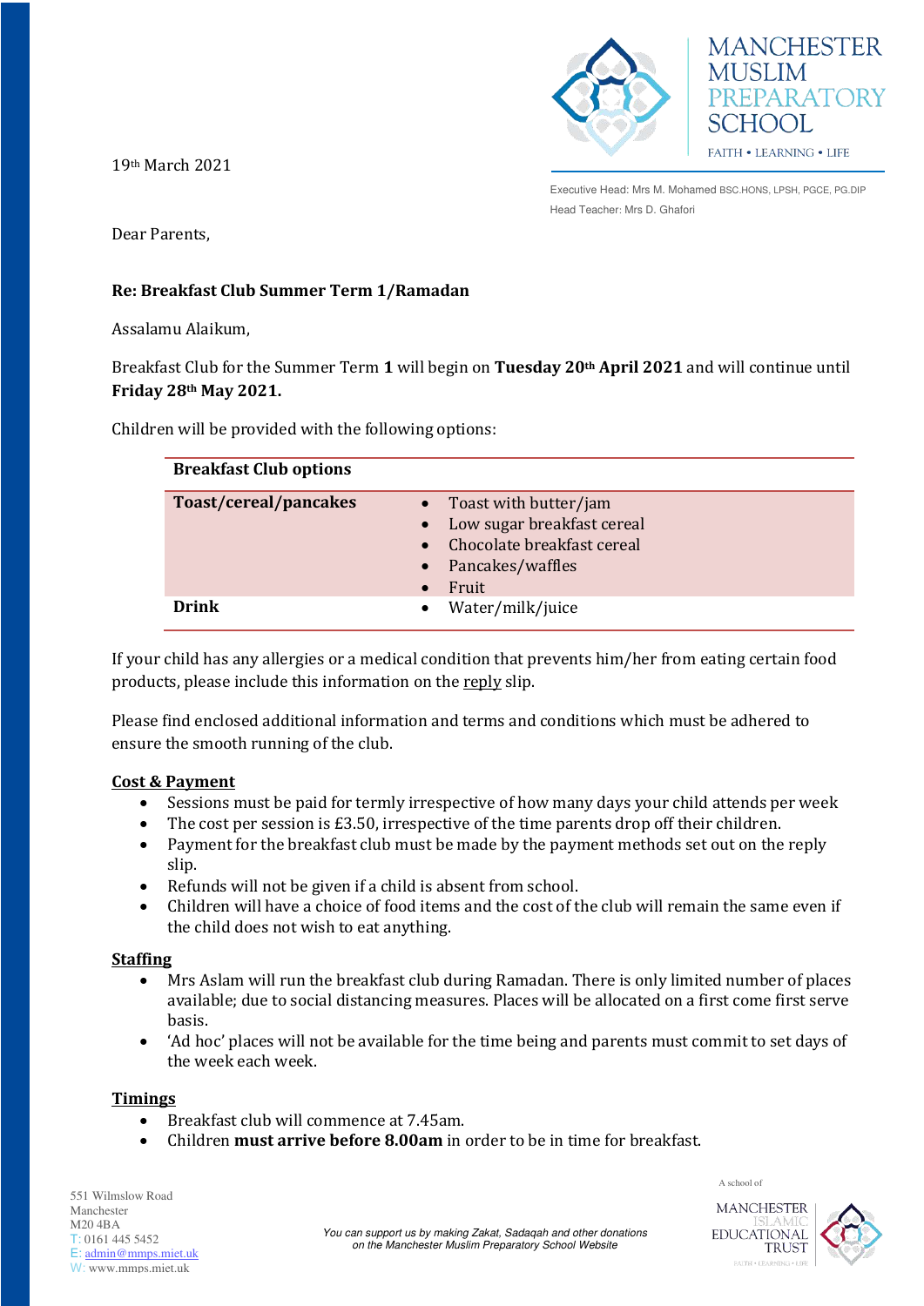MANCHESTER MUSLIM PREPARATORY SCHOOL

FAITH • LEARNING • LIFE

Executive Head: Mrs M. Mohamed BSC.HONS, LPSH, PGCE, PG.DIP

Head Teacher: Mrs D. Ghafori

19th March 2021

Dear Parents,

**Re: Breakfast Club Summer Term 1/Ramadan**

Assalamu Alaikum,

Breakfast Club for the Summer Term **1** will begin on **Tuesday 20th April 2021** and will continue until **Friday 28th May 2021.**

Children will be provided with the following options:

| **Breakfast Club options** | |
|---|---|
| **Toast/cereal/pancakes** | • Toast with butter/jam<br>• Low sugar breakfast cereal<br>• Chocolate breakfast cereal<br>• Pancakes/waffles<br>• Fruit |
| **Drink** | • Water/milk/juice |

If your child has any allergies or a medical condition that prevents him/her from eating certain food products, please include this information on the reply slip.

Please find enclosed additional information and terms and conditions which must be adhered to ensure the smooth running of the club.

**Cost & Payment**

- Sessions must be paid for termly irrespective of how many days your child attends per week
- The cost per session is £3.50, irrespective of the time parents drop off their children.
- Payment for the breakfast club must be made by the payment methods set out on the reply slip.
- Refunds will not be given if a child is absent from school.
- Children will have a choice of food items and the cost of the club will remain the same even if the child does not wish to eat anything.

**Staffing**

- Mrs Aslam will run the breakfast club during Ramadan. There is only limited number of places available; due to social distancing measures. Places will be allocated on a first come first serve basis.
- 'Ad hoc' places will not be available for the time being and parents must commit to set days of the week each week.

**Timings**

- Breakfast club will commence at 7.45am.
- Children **must arrive before 8.00am** in order to be in time for breakfast.

551 Wilmslow Road
Manchester
M20 4BA
T: 0161 445 5452
E: admin@mmps.miet.uk
W: www.mmps.miet.uk

*You can support us by making Zakat, Sadaqah and other donations on the Manchester Muslim Preparatory School Website*

A school of MANCHESTER ISLAMIC EDUCATIONAL TRUST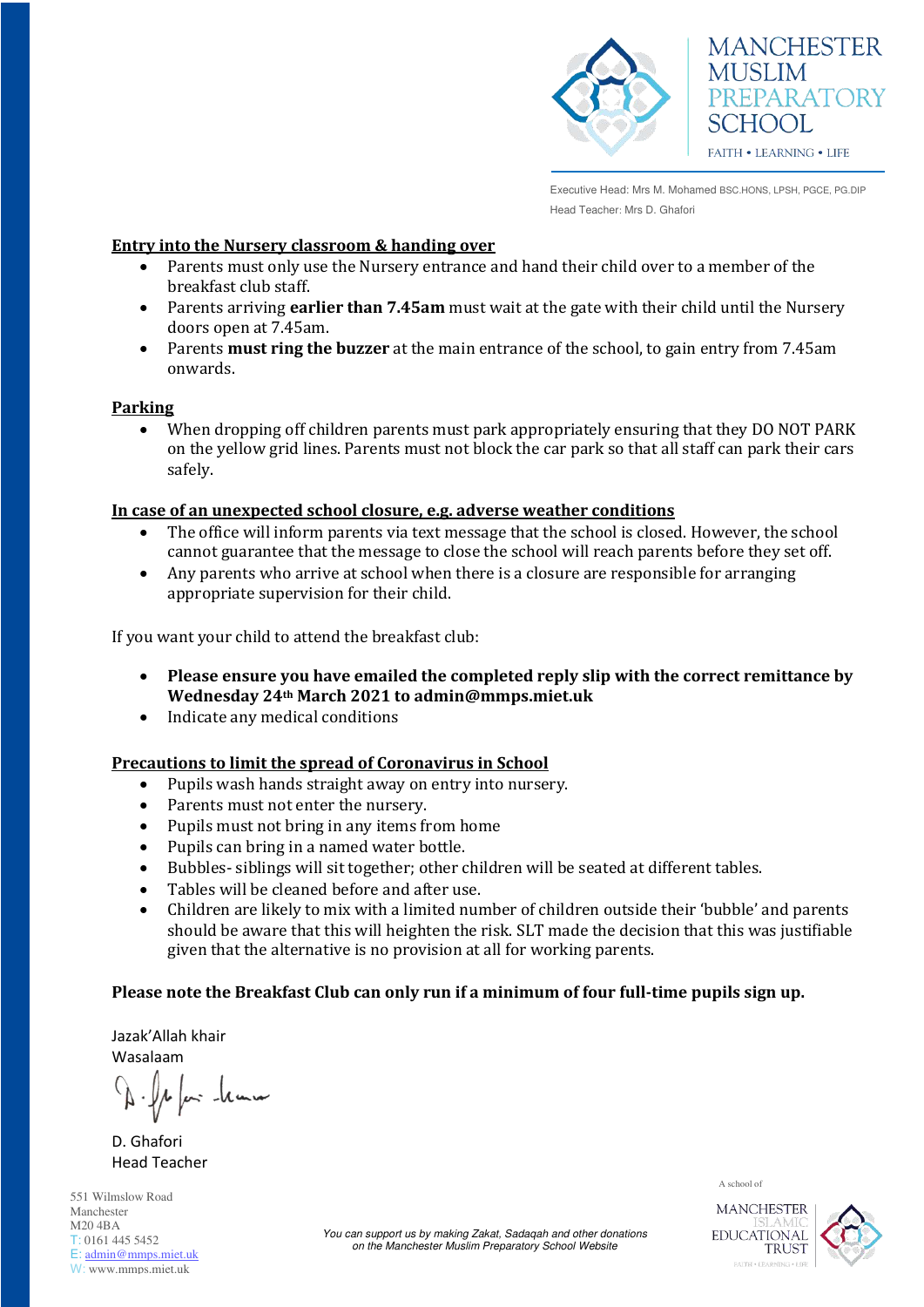## Entry into the Nursery classroom & handing over

- Parents must only use the Nursery entrance and hand their child over to a member of the breakfast club staff.
- Parents arriving **earlier than 7.45am** must wait at the gate with their child until the Nursery doors open at 7.45am.
- Parents **must ring the buzzer** at the main entrance of the school, to gain entry from 7.45am onwards.

## Parking

- When dropping off children parents must park appropriately ensuring that they DO NOT PARK on the yellow grid lines. Parents must not block the car park so that all staff can park their cars safely.

## In case of an unexpected school closure, e.g. adverse weather conditions

- The office will inform parents via text message that the school is closed. However, the school cannot guarantee that the message to close the school will reach parents before they set off.
- Any parents who arrive at school when there is a closure are responsible for arranging appropriate supervision for their child.

If you want your child to attend the breakfast club:

- **Please ensure you have emailed the completed reply slip with the correct remittance by Wednesday 24th March 2021 to admin@mmps.miet.uk**
- Indicate any medical conditions

## Precautions to limit the spread of Coronavirus in School

- Pupils wash hands straight away on entry into nursery.
- Parents must not enter the nursery.
- Pupils must not bring in any items from home
- Pupils can bring in a named water bottle.
- Bubbles- siblings will sit together; other children will be seated at different tables.
- Tables will be cleaned before and after use.
- Children are likely to mix with a limited number of children outside their 'bubble' and parents should be aware that this will heighten the risk. SLT made the decision that this was justifiable given that the alternative is no provision at all for working parents.

**Please note the Breakfast Club can only run if a minimum of four full-time pupils sign up.**

Jazak'Allah khair
Wasalaam

D. Ghafori
Head Teacher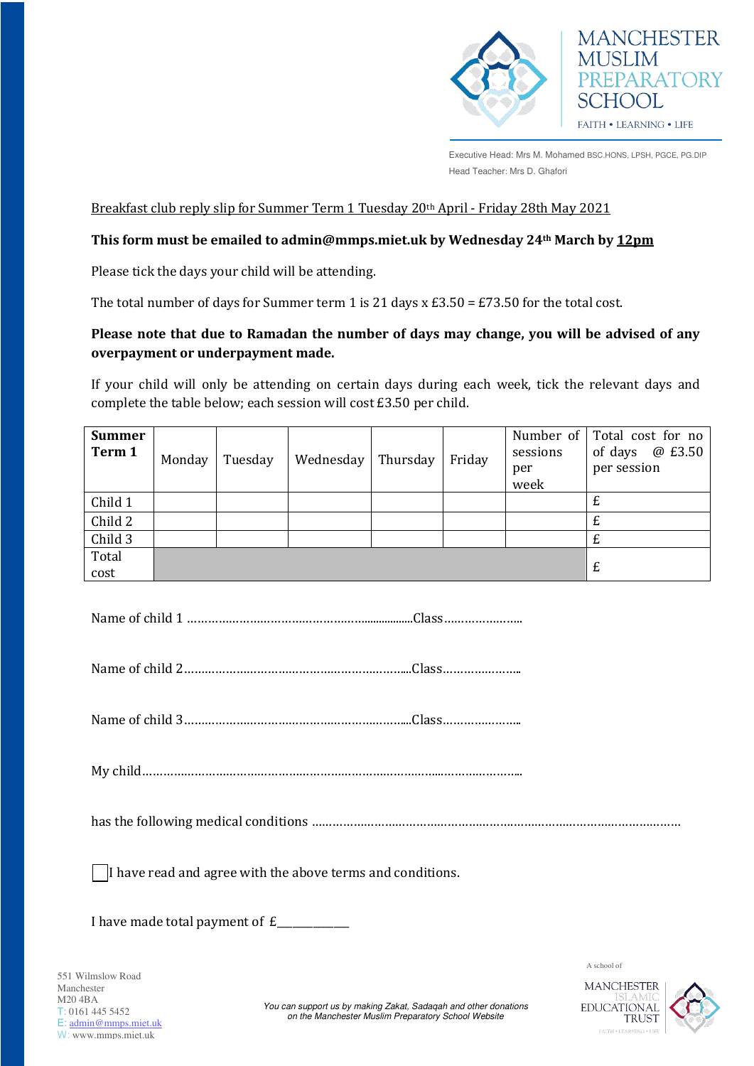MANCHESTER MUSLIM PREPARATORY SCHOOL

FAITH • LEARNING • LIFE

Executive Head: Mrs M. Mohamed BSC.HONS, LPSH, PGCE, PG.DIP

Head Teacher: Mrs D. Ghafori

Breakfast club reply slip for Summer Term 1 Tuesday 20th April - Friday 28th May 2021

**This form must be emailed to admin@mmps.miet.uk by Wednesday 24th March by 12pm**

Please tick the days your child will be attending.

The total number of days for Summer term 1 is 21 days x £3.50 = £73.50 for the total cost.

**Please note that due to Ramadan the number of days may change, you will be advised of any overpayment or underpayment made.**

If your child will only be attending on certain days during each week, tick the relevant days and complete the table below; each session will cost £3.50 per child.

| **Summer Term 1** | Monday | Tuesday | Wednesday | Thursday | Friday | Number of sessions per week | Total cost for no of days @ £3.50 per session |
|---|---|---|---|---|---|---|---|
| Child 1 | | | | | | | £ |
| Child 2 | | | | | | | £ |
| Child 3 | | | | | | | £ |
| Total cost | | | | | | | £ |

Name of child 1 ………………………………………………Class…………………..

Name of child 2………………………………………………Class…………………..

Name of child 3………………………………………………Class…………………..

My child……………………………………………………………………………………..

has the following medical conditions ……………………………………………………………………………………

☐ I have read and agree with the above terms and conditions.

I have made total payment of £___________

551 Wilmslow Road
Manchester
M20 4BA
T: 0161 445 5452
E: admin@mmps.miet.uk
W: www.mmps.miet.uk

*You can support us by making Zakat, Sadaqah and other donations on the Manchester Muslim Preparatory School Website*

A school of MANCHESTER ISLAMIC EDUCATIONAL TRUST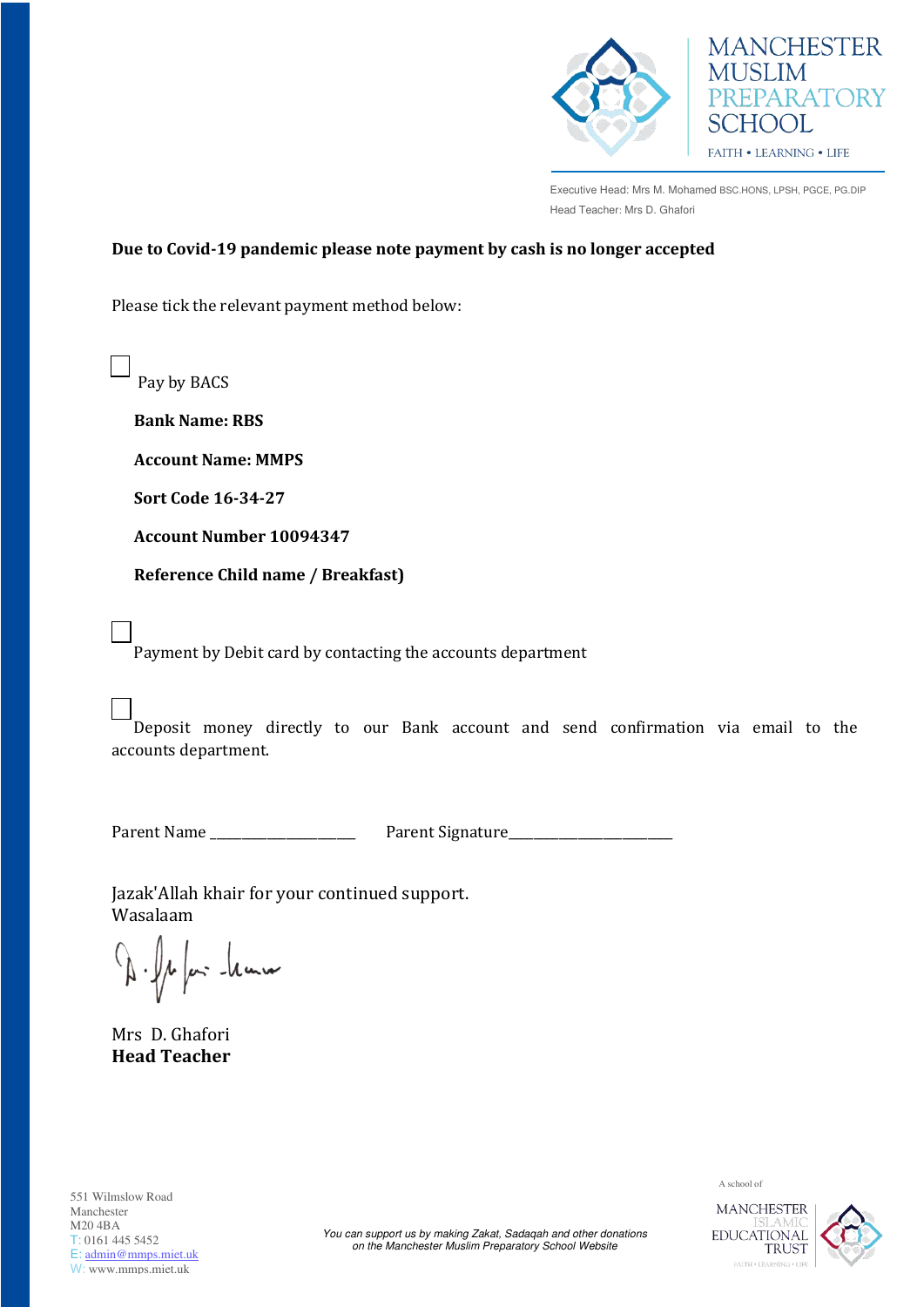MANCHESTER MUSLIM PREPARATORY SCHOOL

FAITH • LEARNING • LIFE

Executive Head: Mrs M. Mohamed BSC.HONS, LPSH, PGCE, PG.DIP

Head Teacher: Mrs D. Ghafori

**Due to Covid-19 pandemic please note payment by cash is no longer accepted**

Please tick the relevant payment method below:

☐ Pay by BACS

**Bank Name: RBS**

**Account Name: MMPS**

**Sort Code 16-34-27**

**Account Number 10094347**

**Reference Child name / Breakfast)**

☐ Payment by Debit card by contacting the accounts department

☐ Deposit money directly to our Bank account and send confirmation via email to the accounts department.

Parent Name ____________________ Parent Signature______________________

Jazak'Allah khair for your continued support.
Wasalaam

Mrs D. Ghafori
**Head Teacher**

551 Wilmslow Road
Manchester
M20 4BA
T: 0161 445 5452
E: admin@mmps.miet.uk
W: www.mmps.miet.uk

*You can support us by making Zakat, Sadaqah and other donations on the Manchester Muslim Preparatory School Website*

A school of MANCHESTER ISLAMIC EDUCATIONAL TRUST